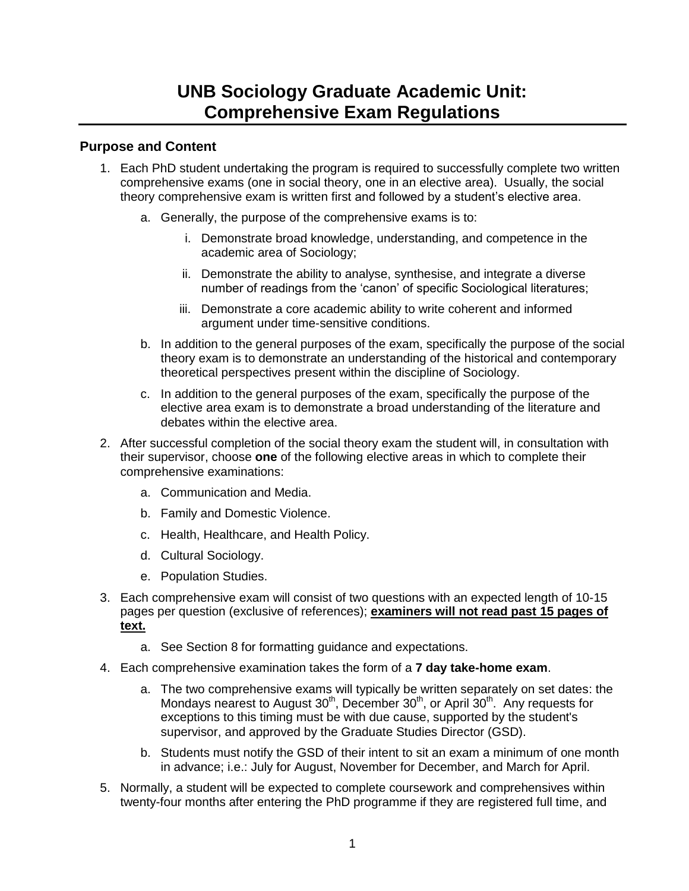# UNB Sociology Graduate Academic Unit: Comprehensive Exam Regulations

## Purpose and Content

1. Each PhD student undertaking the program is required to successfully complete two written comprehensive exams (one in social theory, one in an elective area). Usually, the social theory comprehensive exam is written first and followed by a student's elective area.
   a. Generally, the purpose of the comprehensive exams is to:
      i. Demonstrate broad knowledge, understanding, and competence in the academic area of Sociology;
      ii. Demonstrate the ability to analyse, synthesise, and integrate a diverse number of readings from the 'canon' of specific Sociological literatures;
      iii. Demonstrate a core academic ability to write coherent and informed argument under time-sensitive conditions.
   b. In addition to the general purposes of the exam, specifically the purpose of the social theory exam is to demonstrate an understanding of the historical and contemporary theoretical perspectives present within the discipline of Sociology.
   c. In addition to the general purposes of the exam, specifically the purpose of the elective area exam is to demonstrate a broad understanding of the literature and debates within the elective area.
2. After successful completion of the social theory exam the student will, in consultation with their supervisor, choose **one** of the following elective areas in which to complete their comprehensive examinations:
   a. Communication and Media.
   b. Family and Domestic Violence.
   c. Health, Healthcare, and Health Policy.
   d. Cultural Sociology.
   e. Population Studies.
3. Each comprehensive exam will consist of two questions with an expected length of 10-15 pages per question (exclusive of references); **examiners will not read past 15 pages of text.**
   a. See Section 8 for formatting guidance and expectations.
4. Each comprehensive examination takes the form of a **7 day take-home exam**.
   a. The two comprehensive exams will typically be written separately on set dates: the Mondays nearest to August 30th, December 30th, or April 30th. Any requests for exceptions to this timing must be with due cause, supported by the student's supervisor, and approved by the Graduate Studies Director (GSD).
   b. Students must notify the GSD of their intent to sit an exam a minimum of one month in advance; i.e.: July for August, November for December, and March for April.
5. Normally, a student will be expected to complete coursework and comprehensives within twenty-four months after entering the PhD programme if they are registered full time, and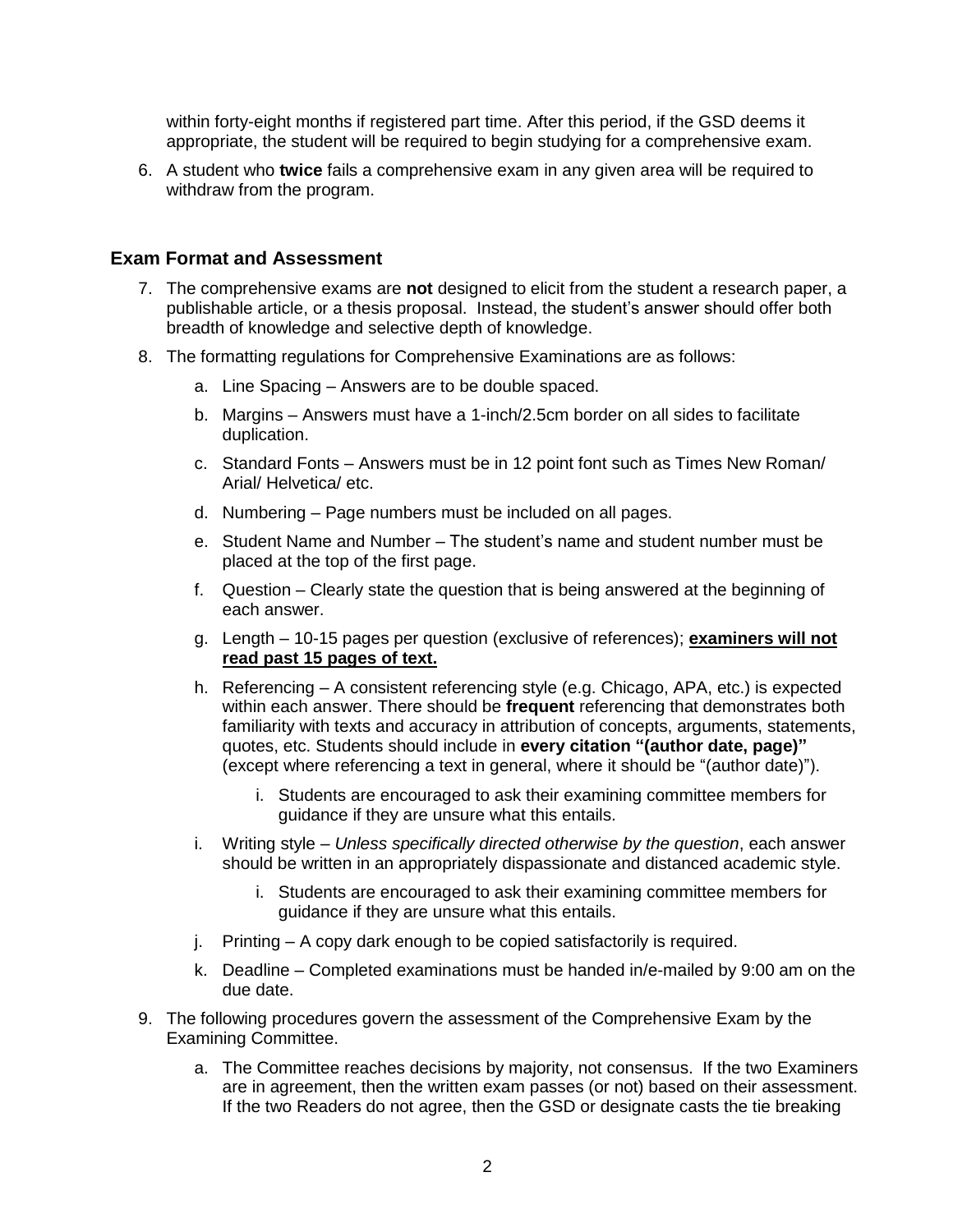within forty-eight months if registered part time. After this period, if the GSD deems it appropriate, the student will be required to begin studying for a comprehensive exam.

6. A student who **twice** fails a comprehensive exam in any given area will be required to withdraw from the program.

## Exam Format and Assessment

7. The comprehensive exams are **not** designed to elicit from the student a research paper, a publishable article, or a thesis proposal. Instead, the student's answer should offer both breadth of knowledge and selective depth of knowledge.

8. The formatting regulations for Comprehensive Examinations are as follows:

   a. Line Spacing – Answers are to be double spaced.

   b. Margins – Answers must have a 1-inch/2.5cm border on all sides to facilitate duplication.

   c. Standard Fonts – Answers must be in 12 point font such as Times New Roman/ Arial/ Helvetica/ etc.

   d. Numbering – Page numbers must be included on all pages.

   e. Student Name and Number – The student's name and student number must be placed at the top of the first page.

   f. Question – Clearly state the question that is being answered at the beginning of each answer.

   g. Length – 10-15 pages per question (exclusive of references); **<u>examiners will not read past 15 pages of text.</u>**

   h. Referencing – A consistent referencing style (e.g. Chicago, APA, etc.) is expected within each answer. There should be **frequent** referencing that demonstrates both familiarity with texts and accuracy in attribution of concepts, arguments, statements, quotes, etc. Students should include in **every citation "(author date, page)"** (except where referencing a text in general, where it should be "(author date)").

      i. Students are encouraged to ask their examining committee members for guidance if they are unsure what this entails.

   i. Writing style – *Unless specifically directed otherwise by the question*, each answer should be written in an appropriately dispassionate and distanced academic style.

      i. Students are encouraged to ask their examining committee members for guidance if they are unsure what this entails.

   j. Printing – A copy dark enough to be copied satisfactorily is required.

   k. Deadline – Completed examinations must be handed in/e-mailed by 9:00 am on the due date.

9. The following procedures govern the assessment of the Comprehensive Exam by the Examining Committee.

   a. The Committee reaches decisions by majority, not consensus. If the two Examiners are in agreement, then the written exam passes (or not) based on their assessment. If the two Readers do not agree, then the GSD or designate casts the tie breaking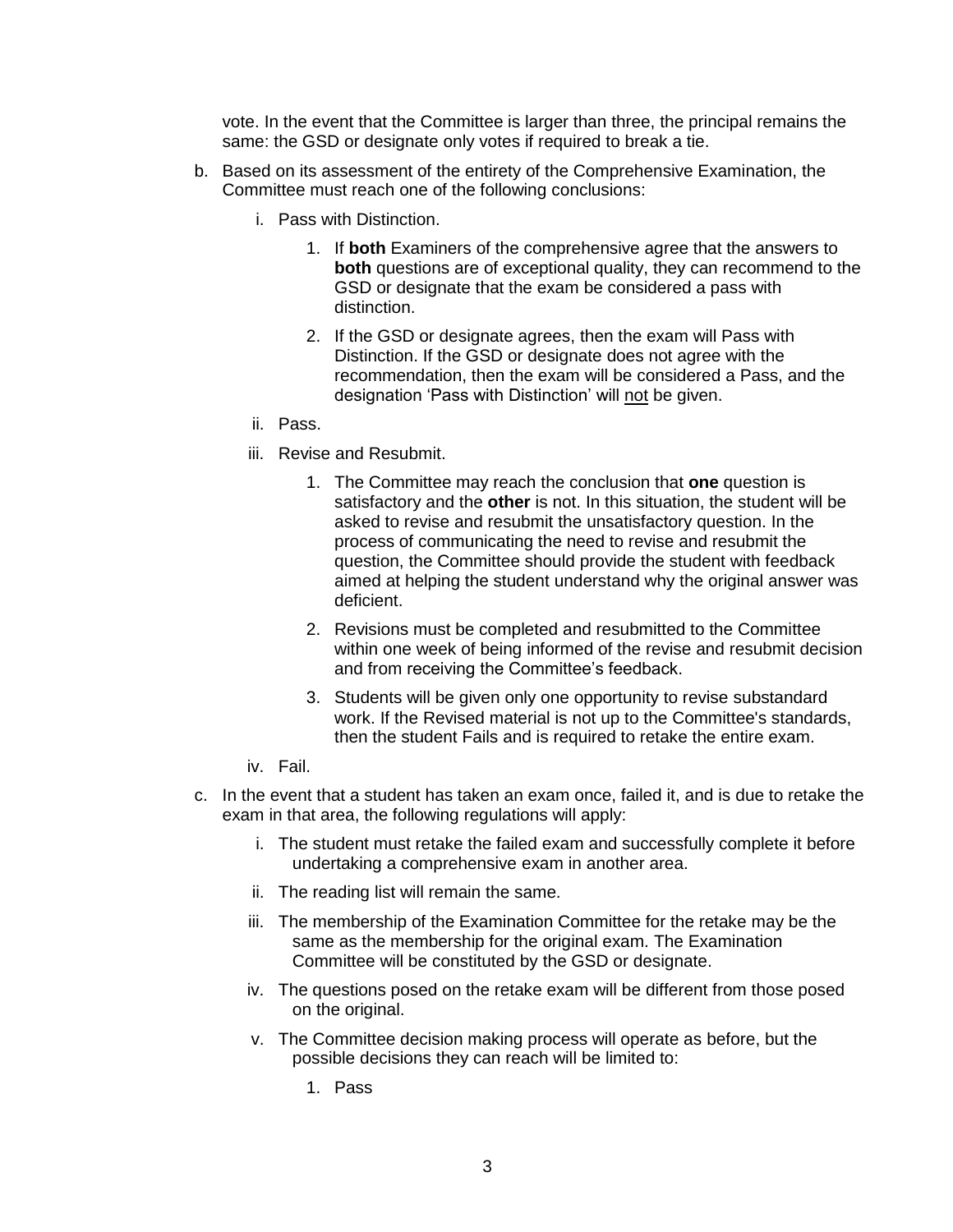vote. In the event that the Committee is larger than three, the principal remains the same: the GSD or designate only votes if required to break a tie.

b. Based on its assessment of the entirety of the Comprehensive Examination, the Committee must reach one of the following conclusions:

   i. Pass with Distinction.

      1. If **both** Examiners of the comprehensive agree that the answers to **both** questions are of exceptional quality, they can recommend to the GSD or designate that the exam be considered a pass with distinction.

      2. If the GSD or designate agrees, then the exam will Pass with Distinction. If the GSD or designate does not agree with the recommendation, then the exam will be considered a Pass, and the designation 'Pass with Distinction' will <u>not</u> be given.

   ii. Pass.

   iii. Revise and Resubmit.

      1. The Committee may reach the conclusion that **one** question is satisfactory and the **other** is not. In this situation, the student will be asked to revise and resubmit the unsatisfactory question. In the process of communicating the need to revise and resubmit the question, the Committee should provide the student with feedback aimed at helping the student understand why the original answer was deficient.

      2. Revisions must be completed and resubmitted to the Committee within one week of being informed of the revise and resubmit decision and from receiving the Committee's feedback.

      3. Students will be given only one opportunity to revise substandard work. If the Revised material is not up to the Committee's standards, then the student Fails and is required to retake the entire exam.

   iv. Fail.

c. In the event that a student has taken an exam once, failed it, and is due to retake the exam in that area, the following regulations will apply:

   i. The student must retake the failed exam and successfully complete it before undertaking a comprehensive exam in another area.

   ii. The reading list will remain the same.

   iii. The membership of the Examination Committee for the retake may be the same as the membership for the original exam. The Examination Committee will be constituted by the GSD or designate.

   iv. The questions posed on the retake exam will be different from those posed on the original.

   v. The Committee decision making process will operate as before, but the possible decisions they can reach will be limited to:

      1. Pass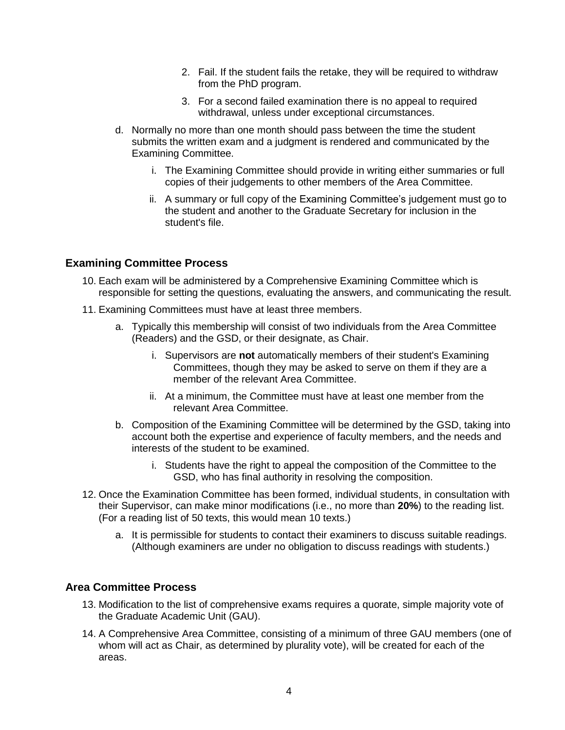2. Fail. If the student fails the retake, they will be required to withdraw from the PhD program.

3. For a second failed examination there is no appeal to required withdrawal, unless under exceptional circumstances.

d. Normally no more than one month should pass between the time the student submits the written exam and a judgment is rendered and communicated by the Examining Committee.

   i. The Examining Committee should provide in writing either summaries or full copies of their judgements to other members of the Area Committee.

   ii. A summary or full copy of the Examining Committee's judgement must go to the student and another to the Graduate Secretary for inclusion in the student's file.

### Examining Committee Process

10. Each exam will be administered by a Comprehensive Examining Committee which is responsible for setting the questions, evaluating the answers, and communicating the result.

11. Examining Committees must have at least three members.

    a. Typically this membership will consist of two individuals from the Area Committee (Readers) and the GSD, or their designate, as Chair.

       i. Supervisors are **not** automatically members of their student's Examining Committees, though they may be asked to serve on them if they are a member of the relevant Area Committee.

       ii. At a minimum, the Committee must have at least one member from the relevant Area Committee.

    b. Composition of the Examining Committee will be determined by the GSD, taking into account both the expertise and experience of faculty members, and the needs and interests of the student to be examined.

       i. Students have the right to appeal the composition of the Committee to the GSD, who has final authority in resolving the composition.

12. Once the Examination Committee has been formed, individual students, in consultation with their Supervisor, can make minor modifications (i.e., no more than **20%**) to the reading list. (For a reading list of 50 texts, this would mean 10 texts.)

    a. It is permissible for students to contact their examiners to discuss suitable readings. (Although examiners are under no obligation to discuss readings with students.)

### Area Committee Process

13. Modification to the list of comprehensive exams requires a quorate, simple majority vote of the Graduate Academic Unit (GAU).

14. A Comprehensive Area Committee, consisting of a minimum of three GAU members (one of whom will act as Chair, as determined by plurality vote), will be created for each of the areas.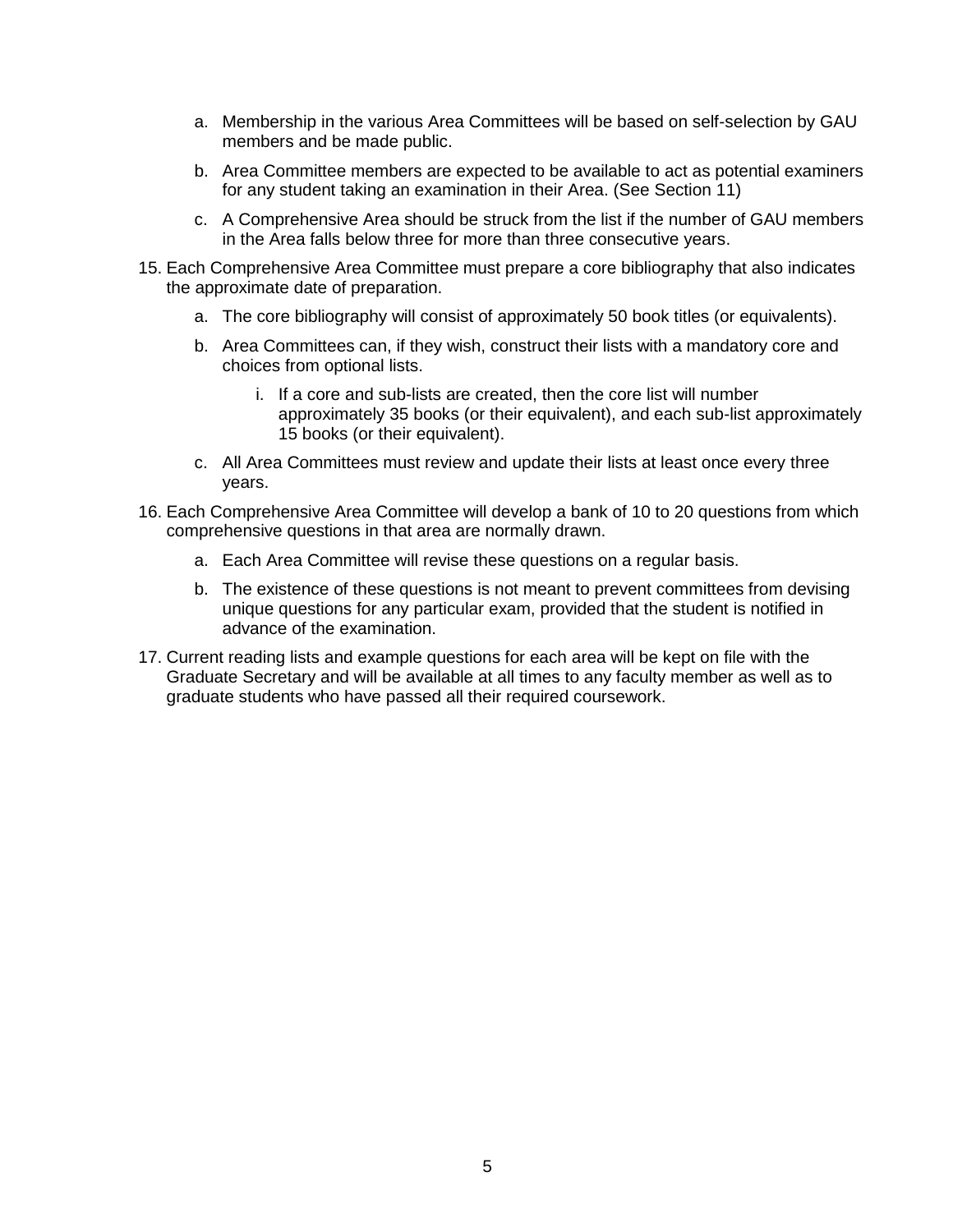a. Membership in the various Area Committees will be based on self-selection by GAU members and be made public.

   b. Area Committee members are expected to be available to act as potential examiners for any student taking an examination in their Area. (See Section 11)

   c. A Comprehensive Area should be struck from the list if the number of GAU members in the Area falls below three for more than three consecutive years.

15. Each Comprehensive Area Committee must prepare a core bibliography that also indicates the approximate date of preparation.

   a. The core bibliography will consist of approximately 50 book titles (or equivalents).

   b. Area Committees can, if they wish, construct their lists with a mandatory core and choices from optional lists.

      i. If a core and sub-lists are created, then the core list will number approximately 35 books (or their equivalent), and each sub-list approximately 15 books (or their equivalent).

   c. All Area Committees must review and update their lists at least once every three years.

16. Each Comprehensive Area Committee will develop a bank of 10 to 20 questions from which comprehensive questions in that area are normally drawn.

   a. Each Area Committee will revise these questions on a regular basis.

   b. The existence of these questions is not meant to prevent committees from devising unique questions for any particular exam, provided that the student is notified in advance of the examination.

17. Current reading lists and example questions for each area will be kept on file with the Graduate Secretary and will be available at all times to any faculty member as well as to graduate students who have passed all their required coursework.